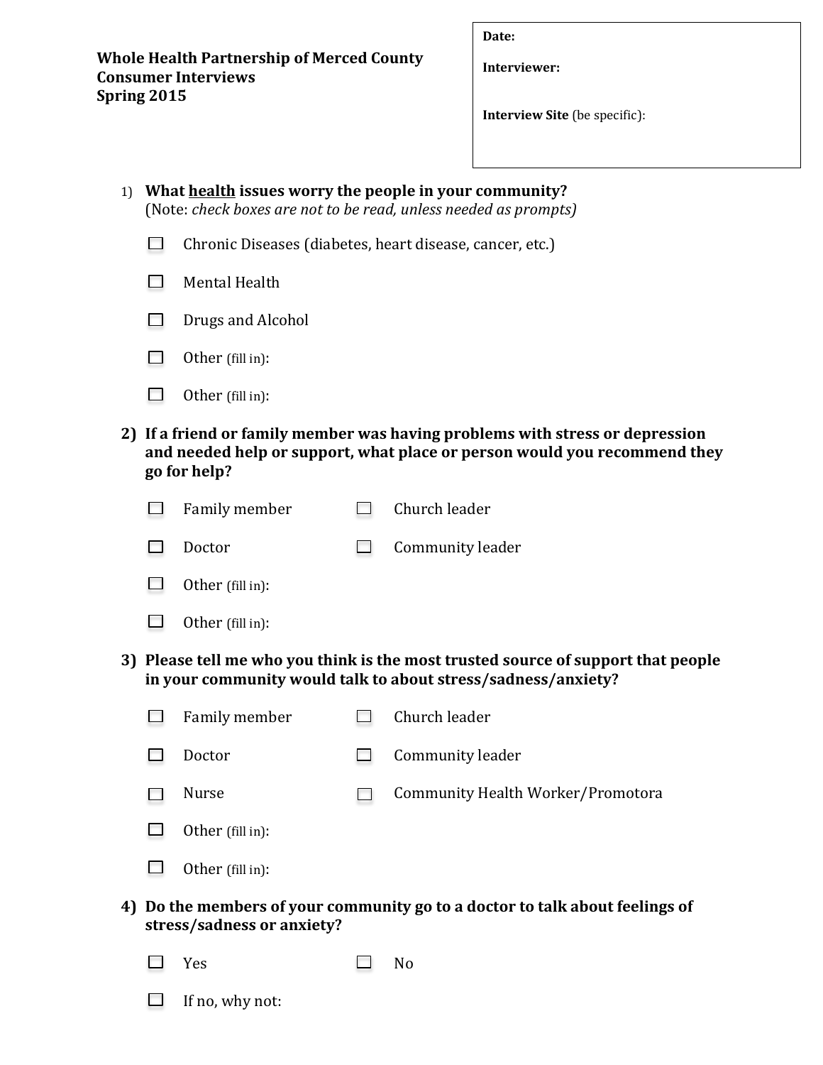**Whole Health Partnership of Merced County**
**Consumer Interviews**
**Spring 2015**

**Date:**

**Interviewer:**

**Interview Site** (be specific):

1) **What <u>health</u> issues worry the people in your community?**
(Note: *check boxes are not to be read, unless needed as prompts)*

- ☐ Chronic Diseases (diabetes, heart disease, cancer, etc.)
- ☐ Mental Health
- ☐ Drugs and Alcohol
- ☐ Other (fill in):
- ☐ Other (fill in):

2) **If a friend or family member was having problems with stress or depression and needed help or support, what place or person would you recommend they go for help?**

- ☐ Family member
- ☐ Church leader
- ☐ Doctor
- ☐ Community leader
- ☐ Other (fill in):
- ☐ Other (fill in):

3) **Please tell me who you think is the most trusted source of support that people in your community would talk to about stress/sadness/anxiety?**

- ☐ Family member
- ☐ Church leader
- ☐ Doctor
- ☐ Community leader
- ☐ Nurse
- ☐ Community Health Worker/Promotora
- ☐ Other (fill in):
- ☐ Other (fill in):

4) **Do the members of your community go to a doctor to talk about feelings of stress/sadness or anxiety?**

- ☐ Yes
- ☐ No
- ☐ If no, why not: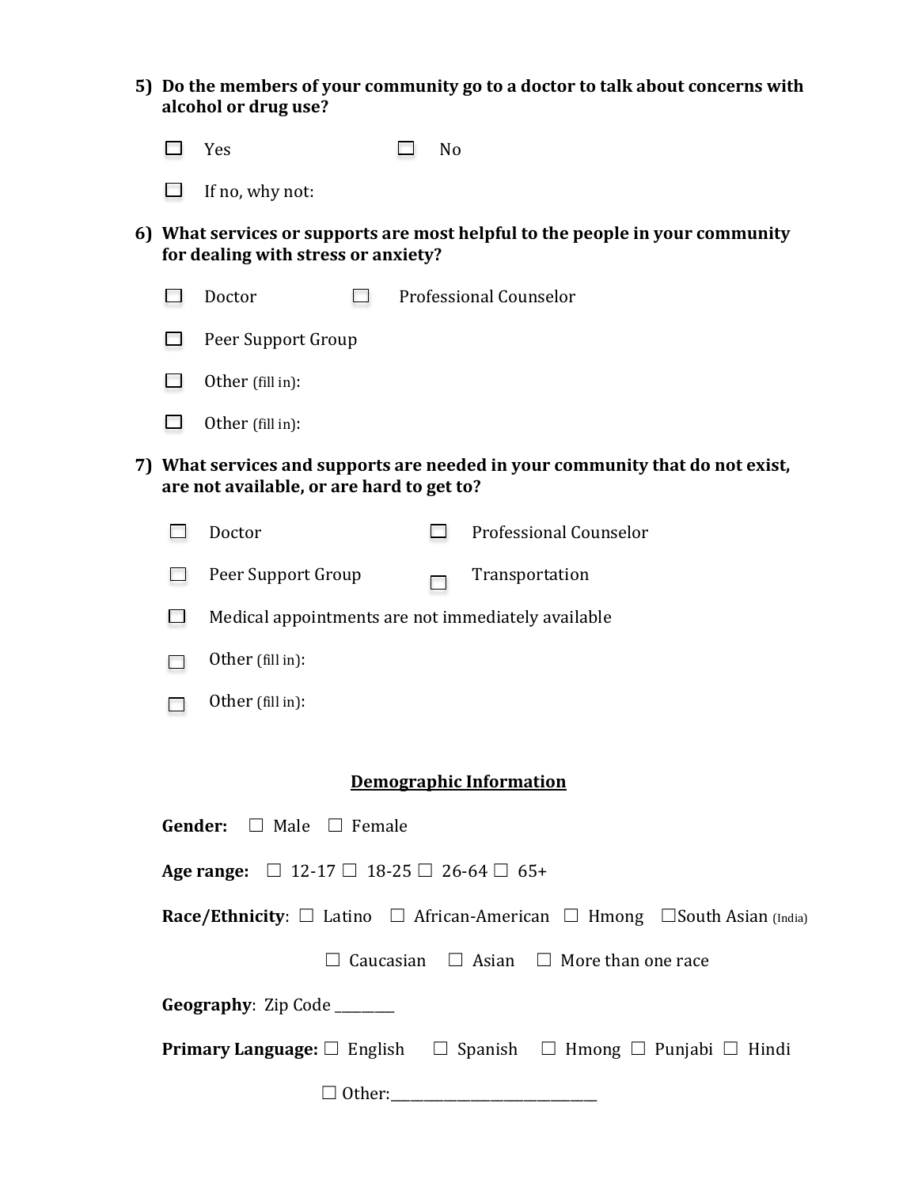5) **Do the members of your community go to a doctor to talk about concerns with alcohol or drug use?**

   ☐ Yes ☐ No

   ☐ If no, why not:

6) **What services or supports are most helpful to the people in your community for dealing with stress or anxiety?**

   ☐ Doctor ☐ Professional Counselor

   ☐ Peer Support Group

   ☐ Other (fill in):

   ☐ Other (fill in):

7) **What services and supports are needed in your community that do not exist, are not available, or are hard to get to?**

   ☐ Doctor ☐ Professional Counselor

   ☐ Peer Support Group ☐ Transportation

   ☐ Medical appointments are not immediately available

   ☐ Other (fill in):

   ☐ Other (fill in):

## <u>Demographic Information</u>

**Gender:** ☐ Male ☐ Female

**Age range:** ☐ 12-17 ☐ 18-25 ☐ 26-64 ☐ 65+

**Race/Ethnicity**: ☐ Latino ☐ African-American ☐ Hmong ☐South Asian (India)

☐ Caucasian ☐ Asian ☐ More than one race

**Geography**: Zip Code ________

**Primary Language:** ☐ English ☐ Spanish ☐ Hmong ☐ Punjabi ☐ Hindi

☐ Other:____________________________